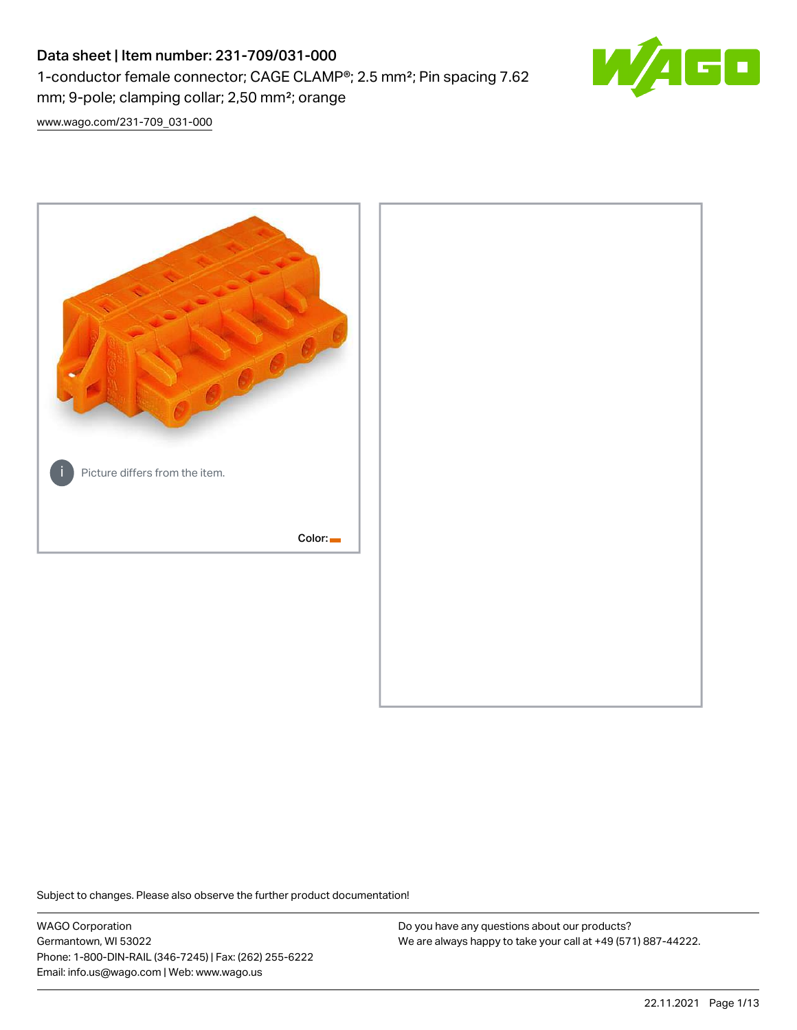# Data sheet | Item number: 231-709/031-000

1-conductor female connector; CAGE CLAMP®; 2.5 mm²; Pin spacing 7.62 mm; 9-pole; clamping collar; 2,50 mm²; orange

www.wago.com/231-709_031-000

Picture differs from the item.

Color:

Subject to changes. Please also observe the further product documentation!

WAGO Corporation
Germantown, WI 53022
Phone: 1-800-DIN-RAIL (346-7245) | Fax: (262) 255-6222
Email: info.us@wago.com | Web: www.wago.us

Do you have any questions about our products?
We are always happy to take your call at +49 (571) 887-44222.

22.11.2021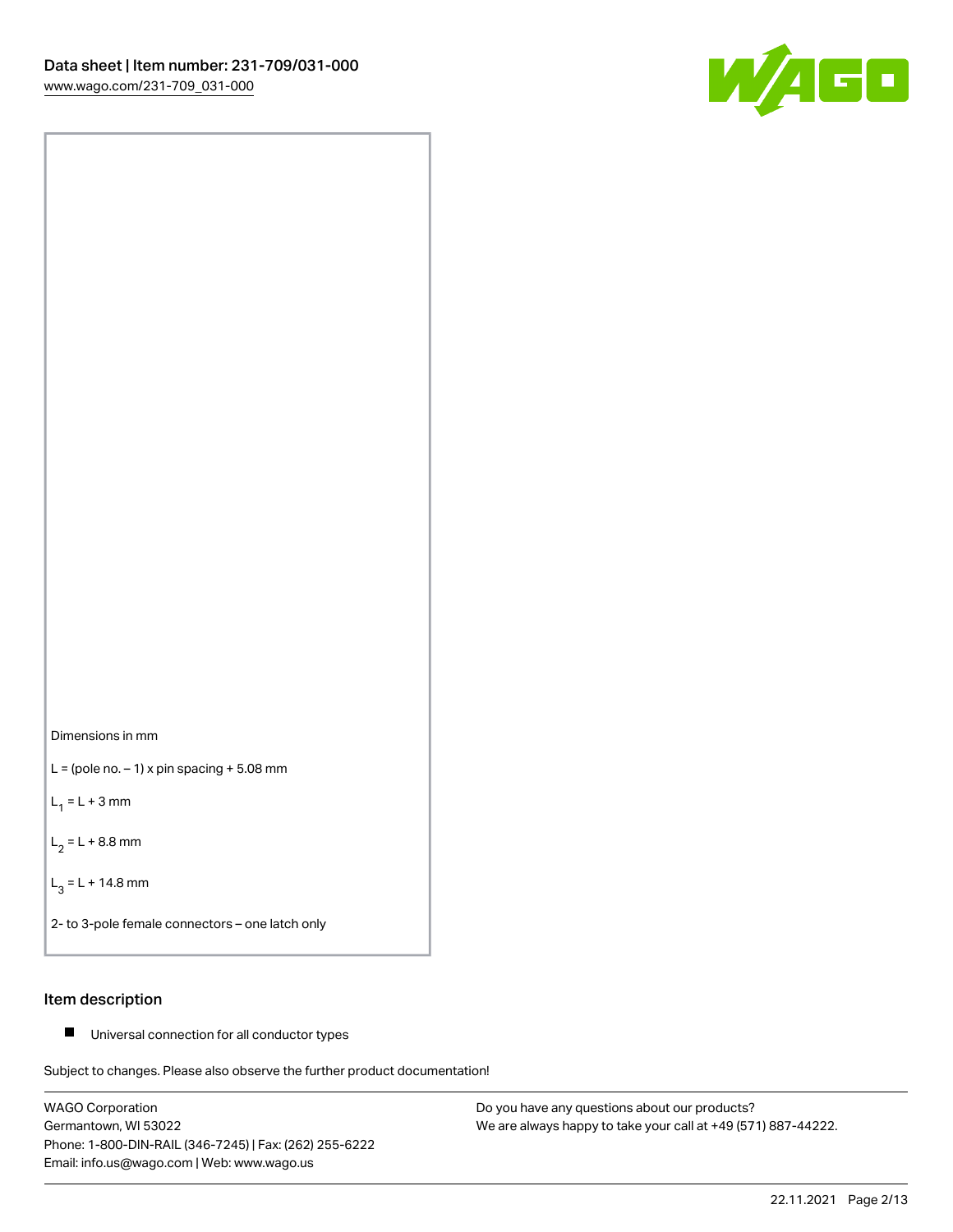Dimensions in mm

L = (pole no. – 1) x pin spacing + 5.08 mm

$L_1$ = L + 3 mm

$L_2$ = L + 8.8 mm

$L_3$ = L + 14.8 mm

2- to 3-pole female connectors – one latch only

## Item description

- Universal connection for all conductor types

Subject to changes. Please also observe the further product documentation!

WAGO Corporation
Germantown, WI 53022
Phone: 1-800-DIN-RAIL (346-7245) | Fax: (262) 255-6222
Email: info.us@wago.com | Web: www.wago.us

Do you have any questions about our products?
We are always happy to take your call at +49 (571) 887-44222.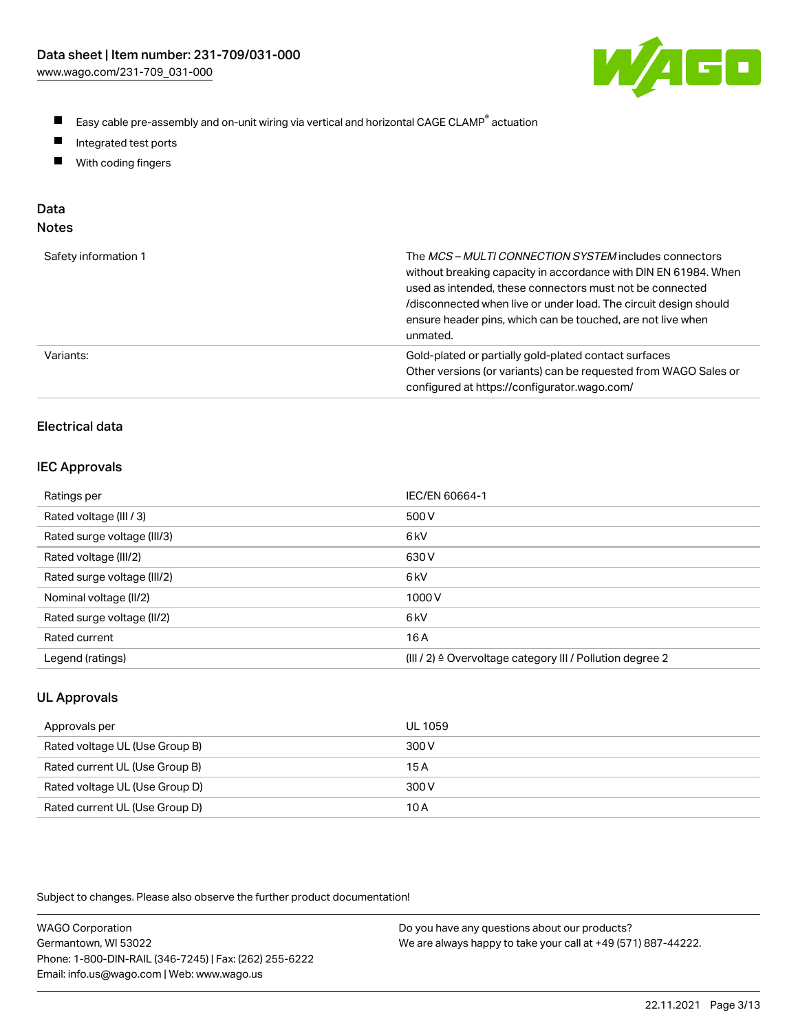- Easy cable pre-assembly and on-unit wiring via vertical and horizontal CAGE CLAMP® actuation
- Integrated test ports
- With coding fingers

## Data

### Notes

| | |
|---|---|
| Safety information 1 | The *MCS – MULTI CONNECTION SYSTEM* includes connectors without breaking capacity in accordance with DIN EN 61984. When used as intended, these connectors must not be connected /disconnected when live or under load. The circuit design should ensure header pins, which can be touched, are not live when unmated. |
| Variants: | Gold-plated or partially gold-plated contact surfaces<br>Other versions (or variants) can be requested from WAGO Sales or configured at https://configurator.wago.com/ |

### Electrical data

#### IEC Approvals

| | |
|---|---|
| Ratings per | IEC/EN 60664-1 |
| Rated voltage (III / 3) | 500 V |
| Rated surge voltage (III/3) | 6 kV |
| Rated voltage (III/2) | 630 V |
| Rated surge voltage (III/2) | 6 kV |
| Nominal voltage (II/2) | 1000 V |
| Rated surge voltage (II/2) | 6 kV |
| Rated current | 16 A |
| Legend (ratings) | (III / 2) ≙ Overvoltage category III / Pollution degree 2 |

#### UL Approvals

| | |
|---|---|
| Approvals per | UL 1059 |
| Rated voltage UL (Use Group B) | 300 V |
| Rated current UL (Use Group B) | 15 A |
| Rated voltage UL (Use Group D) | 300 V |
| Rated current UL (Use Group D) | 10 A |

Subject to changes. Please also observe the further product documentation!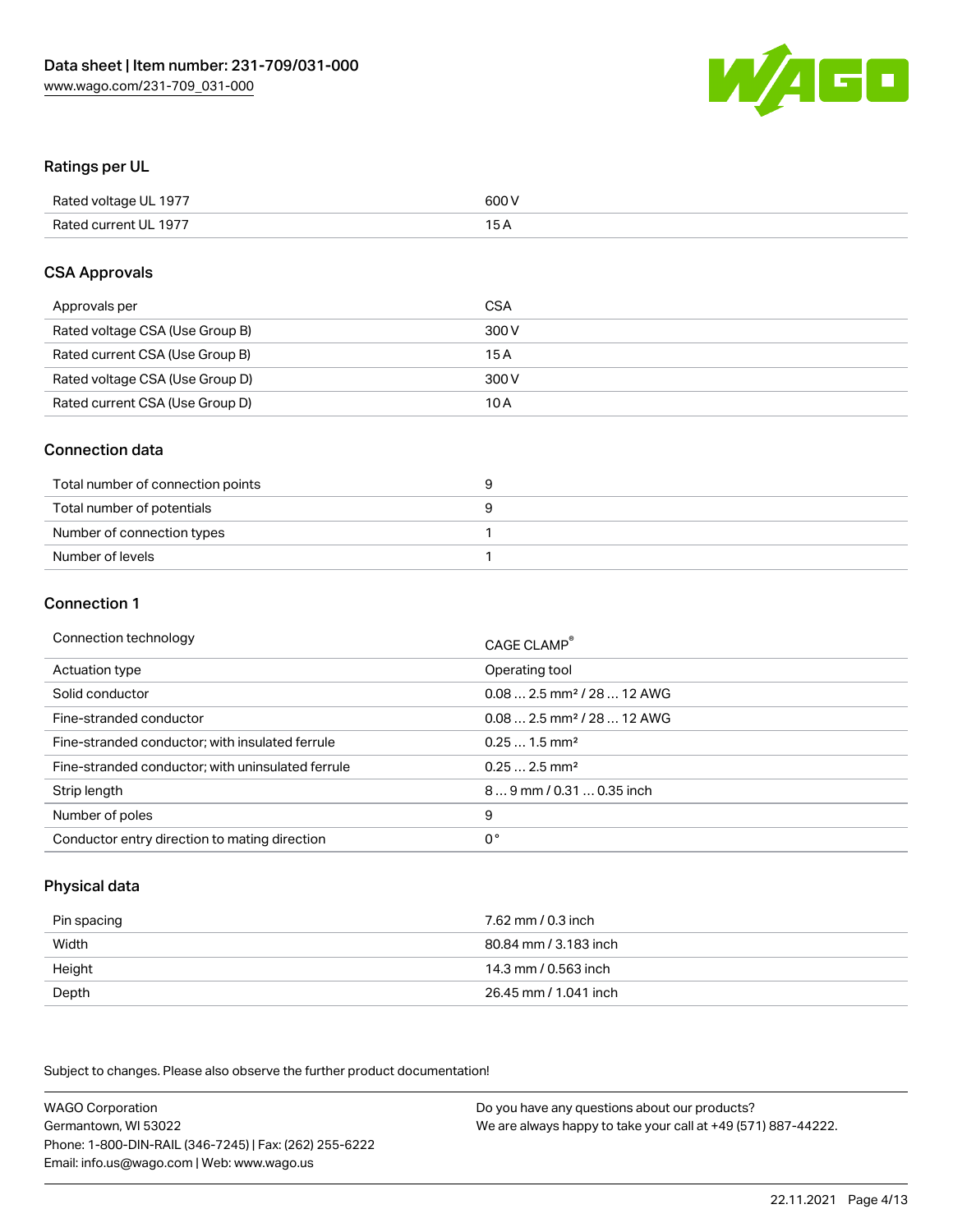## Ratings per UL

| | |
|---|---|
| Rated voltage UL 1977 | 600 V |
| Rated current UL 1977 | 15 A |

## CSA Approvals

| | |
|---|---|
| Approvals per | CSA |
| Rated voltage CSA (Use Group B) | 300 V |
| Rated current CSA (Use Group B) | 15 A |
| Rated voltage CSA (Use Group D) | 300 V |
| Rated current CSA (Use Group D) | 10 A |

## Connection data

| | |
|---|---|
| Total number of connection points | 9 |
| Total number of potentials | 9 |
| Number of connection types | 1 |
| Number of levels | 1 |

## Connection 1

| | |
|---|---|
| Connection technology | CAGE CLAMP® |
| Actuation type | Operating tool |
| Solid conductor | 0.08 … 2.5 mm² / 28 … 12 AWG |
| Fine-stranded conductor | 0.08 … 2.5 mm² / 28 … 12 AWG |
| Fine-stranded conductor; with insulated ferrule | 0.25 … 1.5 mm² |
| Fine-stranded conductor; with uninsulated ferrule | 0.25 … 2.5 mm² |
| Strip length | 8 … 9 mm / 0.31 … 0.35 inch |
| Number of poles | 9 |
| Conductor entry direction to mating direction | 0 ° |

## Physical data

| | |
|---|---|
| Pin spacing | 7.62 mm / 0.3 inch |
| Width | 80.84 mm / 3.183 inch |
| Height | 14.3 mm / 0.563 inch |
| Depth | 26.45 mm / 1.041 inch |

Subject to changes. Please also observe the further product documentation!

WAGO Corporation
Germantown, WI 53022
Phone: 1-800-DIN-RAIL (346-7245) | Fax: (262) 255-6222
Email: info.us@wago.com | Web: www.wago.us

Do you have any questions about our products?
We are always happy to take your call at +49 (571) 887-44222.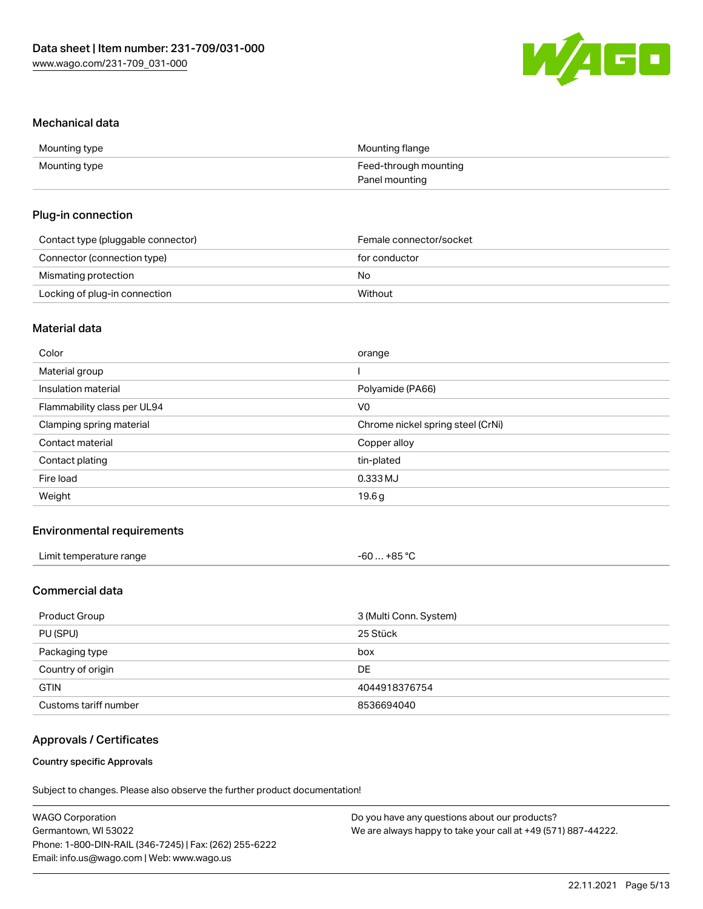## Mechanical data

| | |
|---|---|
| Mounting type | Mounting flange |
| Mounting type | Feed-through mounting<br>Panel mounting |

## Plug-in connection

| | |
|---|---|
| Contact type (pluggable connector) | Female connector/socket |
| Connector (connection type) | for conductor |
| Mismating protection | No |
| Locking of plug-in connection | Without |

## Material data

| | |
|---|---|
| Color | orange |
| Material group | I |
| Insulation material | Polyamide (PA66) |
| Flammability class per UL94 | V0 |
| Clamping spring material | Chrome nickel spring steel (CrNi) |
| Contact material | Copper alloy |
| Contact plating | tin-plated |
| Fire load | 0.333 MJ |
| Weight | 19.6 g |

## Environmental requirements

| | |
|---|---|
| Limit temperature range | -60 … +85 °C |

## Commercial data

| | |
|---|---|
| Product Group | 3 (Multi Conn. System) |
| PU (SPU) | 25 Stück |
| Packaging type | box |
| Country of origin | DE |
| GTIN | 4044918376754 |
| Customs tariff number | 8536694040 |

## Approvals / Certificates

#### Country specific Approvals

Subject to changes. Please also observe the further product documentation!

WAGO Corporation
Germantown, WI 53022
Phone: 1-800-DIN-RAIL (346-7245) | Fax: (262) 255-6222
Email: info.us@wago.com | Web: www.wago.us

Do you have any questions about our products?
We are always happy to take your call at +49 (571) 887-44222.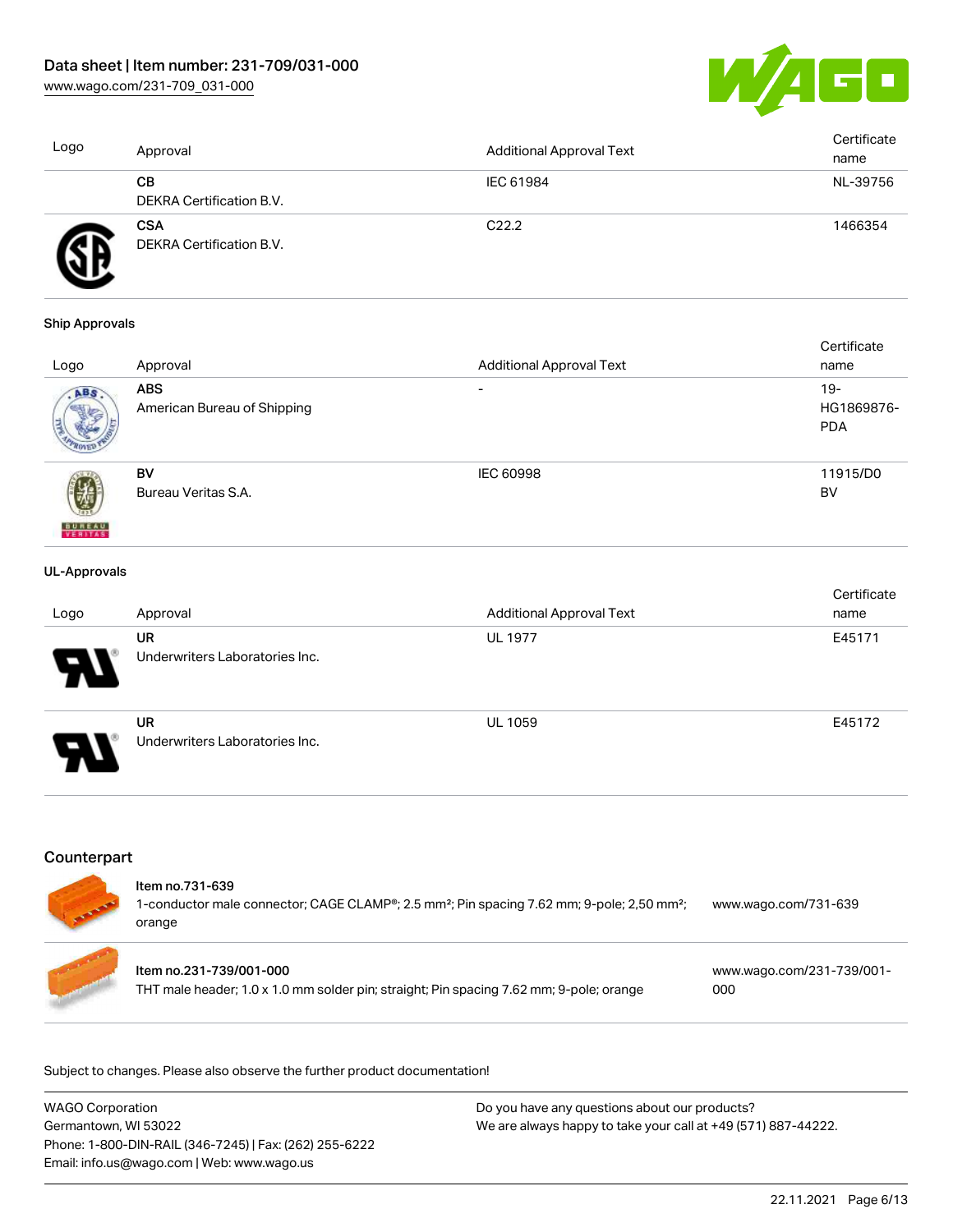| Logo | Approval | Additional Approval Text | Certificate name |
| --- | --- | --- | --- |
| | **CB**<br>DEKRA Certification B.V. | IEC 61984 | NL-39756 |
| | **CSA**<br>DEKRA Certification B.V. | C22.2 | 1466354 |

### Ship Approvals

| Logo | Approval | Additional Approval Text | Certificate name |
| --- | --- | --- | --- |
| | **ABS**<br>American Bureau of Shipping | - | 19-HG1869876-PDA |
| | **BV**<br>Bureau Veritas S.A. | IEC 60998 | 11915/D0 BV |

### UL-Approvals

| Logo | Approval | Additional Approval Text | Certificate name |
| --- | --- | --- | --- |
| | **UR**<br>Underwriters Laboratories Inc. | UL 1977 | E45171 |
| | **UR**<br>Underwriters Laboratories Inc. | UL 1059 | E45172 |

## Counterpart

| Item | Description | Link |
| --- | --- | --- |
| Item no.731-639 | 1-conductor male connector; CAGE CLAMP®; 2.5 mm²; Pin spacing 7.62 mm; 9-pole; 2,50 mm²; orange | www.wago.com/731-639 |
| Item no.231-739/001-000 | THT male header; 1.0 x 1.0 mm solder pin; straight; Pin spacing 7.62 mm; 9-pole; orange | www.wago.com/231-739/001-000 |

Subject to changes. Please also observe the further product documentation!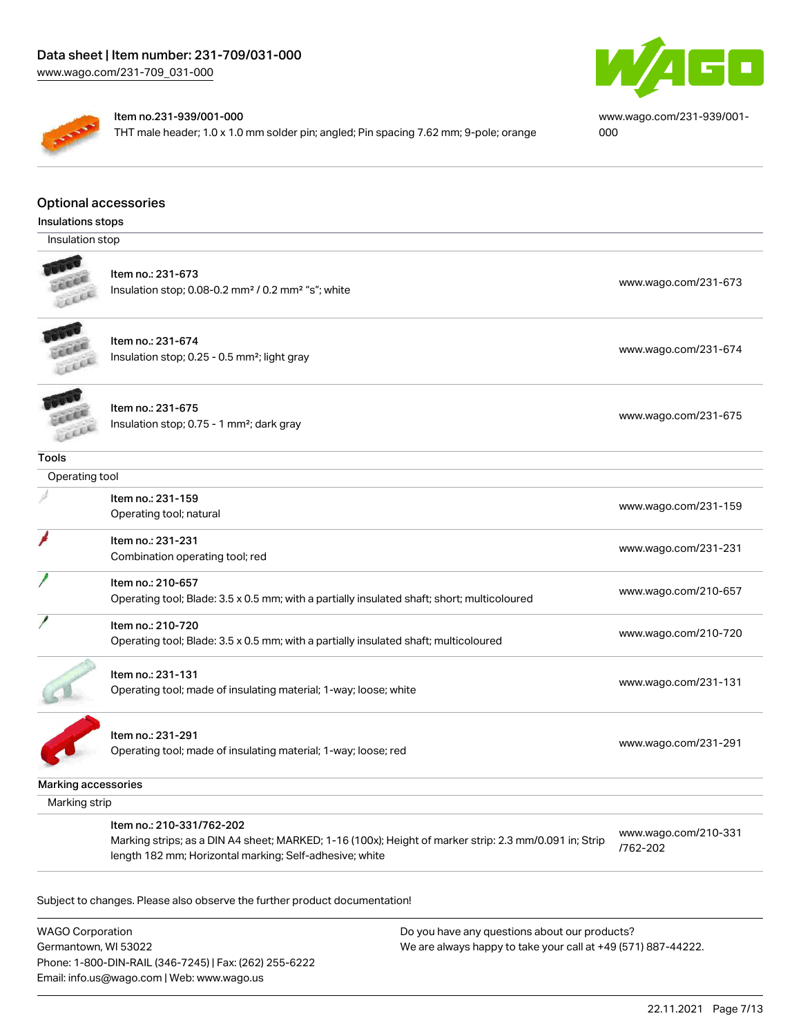Item no.231-939/001-000
THT male header; 1.0 x 1.0 mm solder pin; angled; Pin spacing 7.62 mm; 9-pole; orange

www.wago.com/231-939/001-000

## Optional accessories

### Insulations stops

| Insulation stop | |
|---|---|
| Item no.: 231-673<br>Insulation stop; 0.08-0.2 mm² / 0.2 mm² "s"; white | www.wago.com/231-673 |
| Item no.: 231-674<br>Insulation stop; 0.25 - 0.5 mm²; light gray | www.wago.com/231-674 |
| Item no.: 231-675<br>Insulation stop; 0.75 - 1 mm²; dark gray | www.wago.com/231-675 |

### Tools

| Operating tool | |
|---|---|
| Item no.: 231-159<br>Operating tool; natural | www.wago.com/231-159 |
| Item no.: 231-231<br>Combination operating tool; red | www.wago.com/231-231 |
| Item no.: 210-657<br>Operating tool; Blade: 3.5 x 0.5 mm; with a partially insulated shaft; short; multicoloured | www.wago.com/210-657 |
| Item no.: 210-720<br>Operating tool; Blade: 3.5 x 0.5 mm; with a partially insulated shaft; multicoloured | www.wago.com/210-720 |
| Item no.: 231-131<br>Operating tool; made of insulating material; 1-way; loose; white | www.wago.com/231-131 |
| Item no.: 231-291<br>Operating tool; made of insulating material; 1-way; loose; red | www.wago.com/231-291 |

### Marking accessories

| Marking strip | |
|---|---|
| Item no.: 210-331/762-202<br>Marking strips; as a DIN A4 sheet; MARKED; 1-16 (100x); Height of marker strip: 2.3 mm/0.091 in; Strip length 182 mm; Horizontal marking; Self-adhesive; white | www.wago.com/210-331/762-202 |

Subject to changes. Please also observe the further product documentation!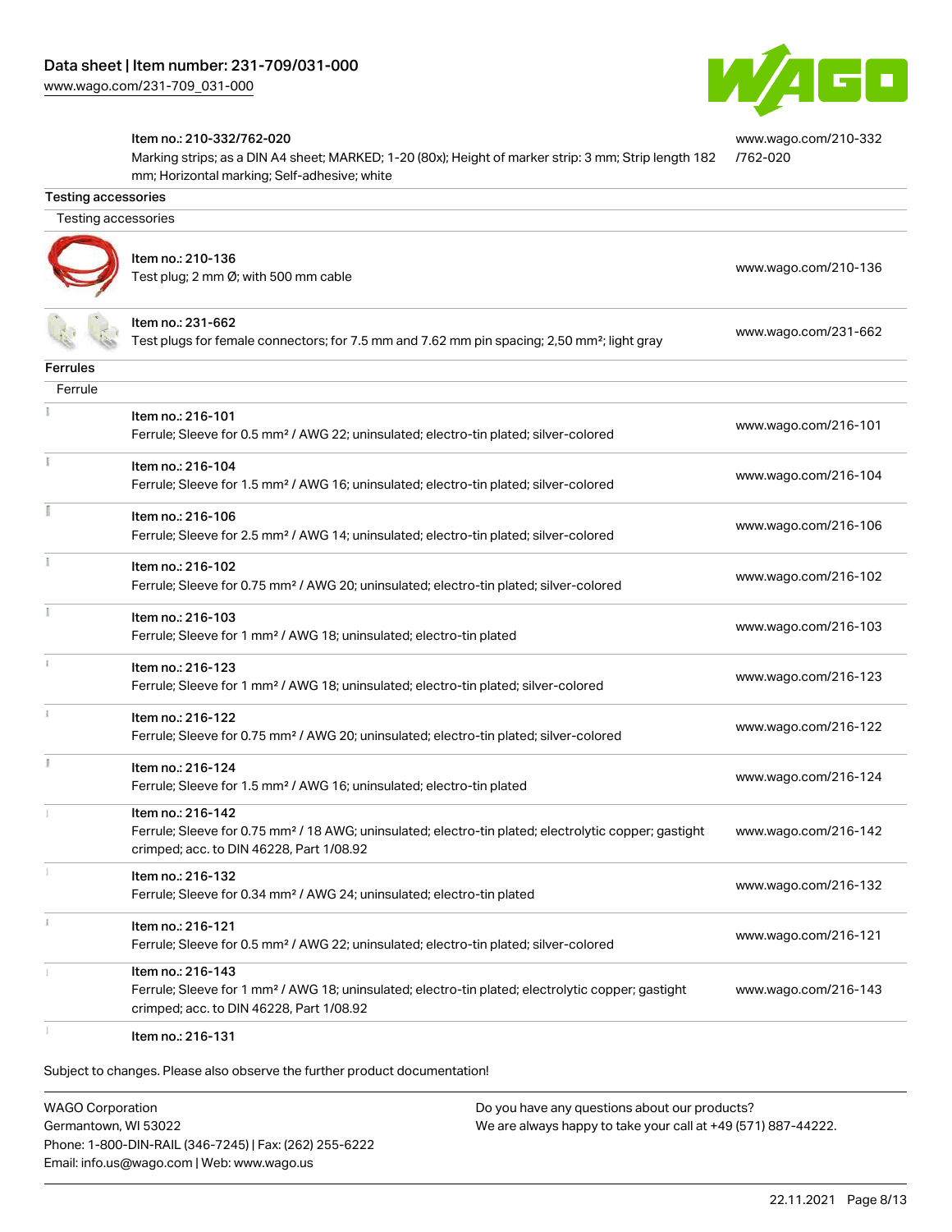| | Item no.: 210-332/762-020<br>Marking strips; as a DIN A4 sheet; MARKED; 1-20 (80x); Height of marker strip: 3 mm; Strip length 182 mm; Horizontal marking; Self-adhesive; white | www.wago.com/210-332/762-020 |
|---|---|---|

## Testing accessories

### Testing accessories

| | Item | Link |
|---|---|---|
| | Item no.: 210-136<br>Test plug; 2 mm Ø; with 500 mm cable | www.wago.com/210-136 |
| | Item no.: 231-662<br>Test plugs for female connectors; for 7.5 mm and 7.62 mm pin spacing; 2,50 mm²; light gray | www.wago.com/231-662 |

## Ferrules

### Ferrule

| | Item | Link |
|---|---|---|
| | Item no.: 216-101<br>Ferrule; Sleeve for 0.5 mm² / AWG 22; uninsulated; electro-tin plated; silver-colored | www.wago.com/216-101 |
| | Item no.: 216-104<br>Ferrule; Sleeve for 1.5 mm² / AWG 16; uninsulated; electro-tin plated; silver-colored | www.wago.com/216-104 |
| | Item no.: 216-106<br>Ferrule; Sleeve for 2.5 mm² / AWG 14; uninsulated; electro-tin plated; silver-colored | www.wago.com/216-106 |
| | Item no.: 216-102<br>Ferrule; Sleeve for 0.75 mm² / AWG 20; uninsulated; electro-tin plated; silver-colored | www.wago.com/216-102 |
| | Item no.: 216-103<br>Ferrule; Sleeve for 1 mm² / AWG 18; uninsulated; electro-tin plated | www.wago.com/216-103 |
| | Item no.: 216-123<br>Ferrule; Sleeve for 1 mm² / AWG 18; uninsulated; electro-tin plated; silver-colored | www.wago.com/216-123 |
| | Item no.: 216-122<br>Ferrule; Sleeve for 0.75 mm² / AWG 20; uninsulated; electro-tin plated; silver-colored | www.wago.com/216-122 |
| | Item no.: 216-124<br>Ferrule; Sleeve for 1.5 mm² / AWG 16; uninsulated; electro-tin plated | www.wago.com/216-124 |
| | Item no.: 216-142<br>Ferrule; Sleeve for 0.75 mm² / 18 AWG; uninsulated; electro-tin plated; electrolytic copper; gastight crimped; acc. to DIN 46228, Part 1/08.92 | www.wago.com/216-142 |
| | Item no.: 216-132<br>Ferrule; Sleeve for 0.34 mm² / AWG 24; uninsulated; electro-tin plated | www.wago.com/216-132 |
| | Item no.: 216-121<br>Ferrule; Sleeve for 0.5 mm² / AWG 22; uninsulated; electro-tin plated; silver-colored | www.wago.com/216-121 |
| | Item no.: 216-143<br>Ferrule; Sleeve for 1 mm² / AWG 18; uninsulated; electro-tin plated; electrolytic copper; gastight crimped; acc. to DIN 46228, Part 1/08.92 | www.wago.com/216-143 |
| | Item no.: 216-131 | |

Subject to changes. Please also observe the further product documentation!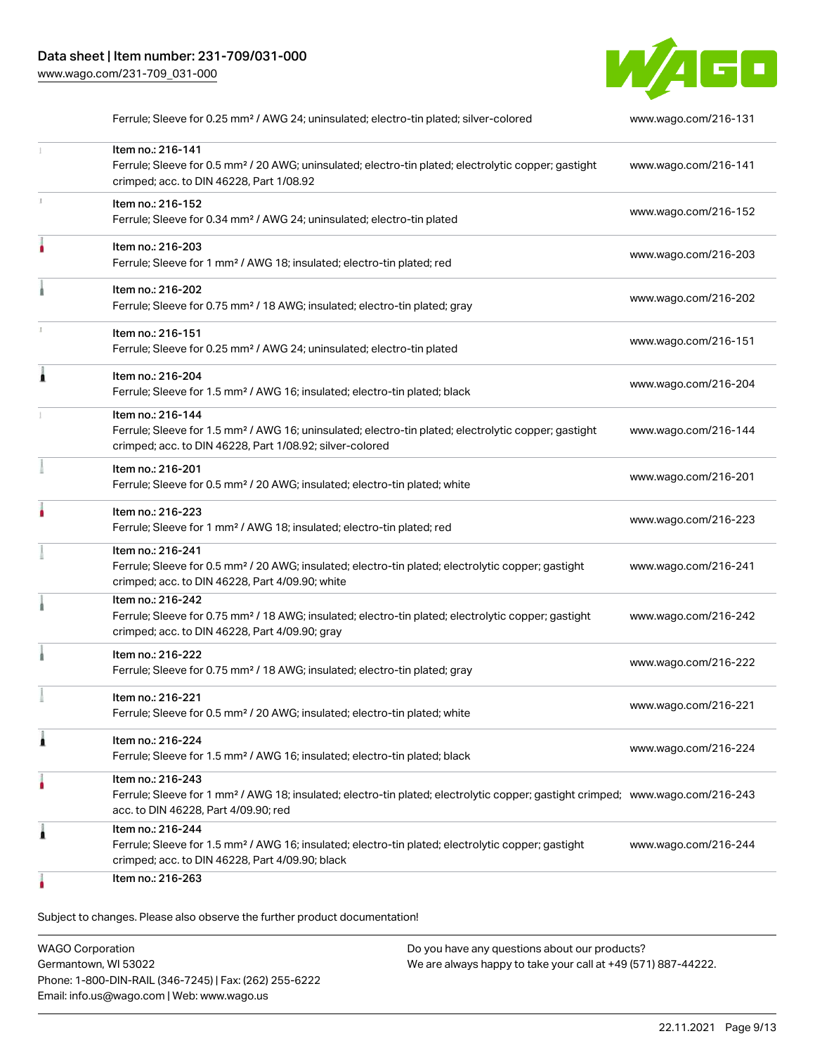| | | |
|---|---|---|
| | Ferrule; Sleeve for 0.25 mm² / AWG 24; uninsulated; electro-tin plated; silver-colored | www.wago.com/216-131 |
| | Item no.: 216-141<br>Ferrule; Sleeve for 0.5 mm² / 20 AWG; uninsulated; electro-tin plated; electrolytic copper; gastight crimped; acc. to DIN 46228, Part 1/08.92 | www.wago.com/216-141 |
| | Item no.: 216-152<br>Ferrule; Sleeve for 0.34 mm² / AWG 24; uninsulated; electro-tin plated | www.wago.com/216-152 |
| | Item no.: 216-203<br>Ferrule; Sleeve for 1 mm² / AWG 18; insulated; electro-tin plated; red | www.wago.com/216-203 |
| | Item no.: 216-202<br>Ferrule; Sleeve for 0.75 mm² / 18 AWG; insulated; electro-tin plated; gray | www.wago.com/216-202 |
| | Item no.: 216-151<br>Ferrule; Sleeve for 0.25 mm² / AWG 24; uninsulated; electro-tin plated | www.wago.com/216-151 |
| | Item no.: 216-204<br>Ferrule; Sleeve for 1.5 mm² / AWG 16; insulated; electro-tin plated; black | www.wago.com/216-204 |
| | Item no.: 216-144<br>Ferrule; Sleeve for 1.5 mm² / AWG 16; uninsulated; electro-tin plated; electrolytic copper; gastight crimped; acc. to DIN 46228, Part 1/08.92; silver-colored | www.wago.com/216-144 |
| | Item no.: 216-201<br>Ferrule; Sleeve for 0.5 mm² / 20 AWG; insulated; electro-tin plated; white | www.wago.com/216-201 |
| | Item no.: 216-223<br>Ferrule; Sleeve for 1 mm² / AWG 18; insulated; electro-tin plated; red | www.wago.com/216-223 |
| | Item no.: 216-241<br>Ferrule; Sleeve for 0.5 mm² / 20 AWG; insulated; electro-tin plated; electrolytic copper; gastight crimped; acc. to DIN 46228, Part 4/09.90; white | www.wago.com/216-241 |
| | Item no.: 216-242<br>Ferrule; Sleeve for 0.75 mm² / 18 AWG; insulated; electro-tin plated; electrolytic copper; gastight crimped; acc. to DIN 46228, Part 4/09.90; gray | www.wago.com/216-242 |
| | Item no.: 216-222<br>Ferrule; Sleeve for 0.75 mm² / 18 AWG; insulated; electro-tin plated; gray | www.wago.com/216-222 |
| | Item no.: 216-221<br>Ferrule; Sleeve for 0.5 mm² / 20 AWG; insulated; electro-tin plated; white | www.wago.com/216-221 |
| | Item no.: 216-224<br>Ferrule; Sleeve for 1.5 mm² / AWG 16; insulated; electro-tin plated; black | www.wago.com/216-224 |
| | Item no.: 216-243<br>Ferrule; Sleeve for 1 mm² / AWG 18; insulated; electro-tin plated; electrolytic copper; gastight crimped; acc. to DIN 46228, Part 4/09.90; red | www.wago.com/216-243 |
| | Item no.: 216-244<br>Ferrule; Sleeve for 1.5 mm² / AWG 16; insulated; electro-tin plated; electrolytic copper; gastight crimped; acc. to DIN 46228, Part 4/09.90; black | www.wago.com/216-244 |
| | Item no.: 216-263 | |

Subject to changes. Please also observe the further product documentation!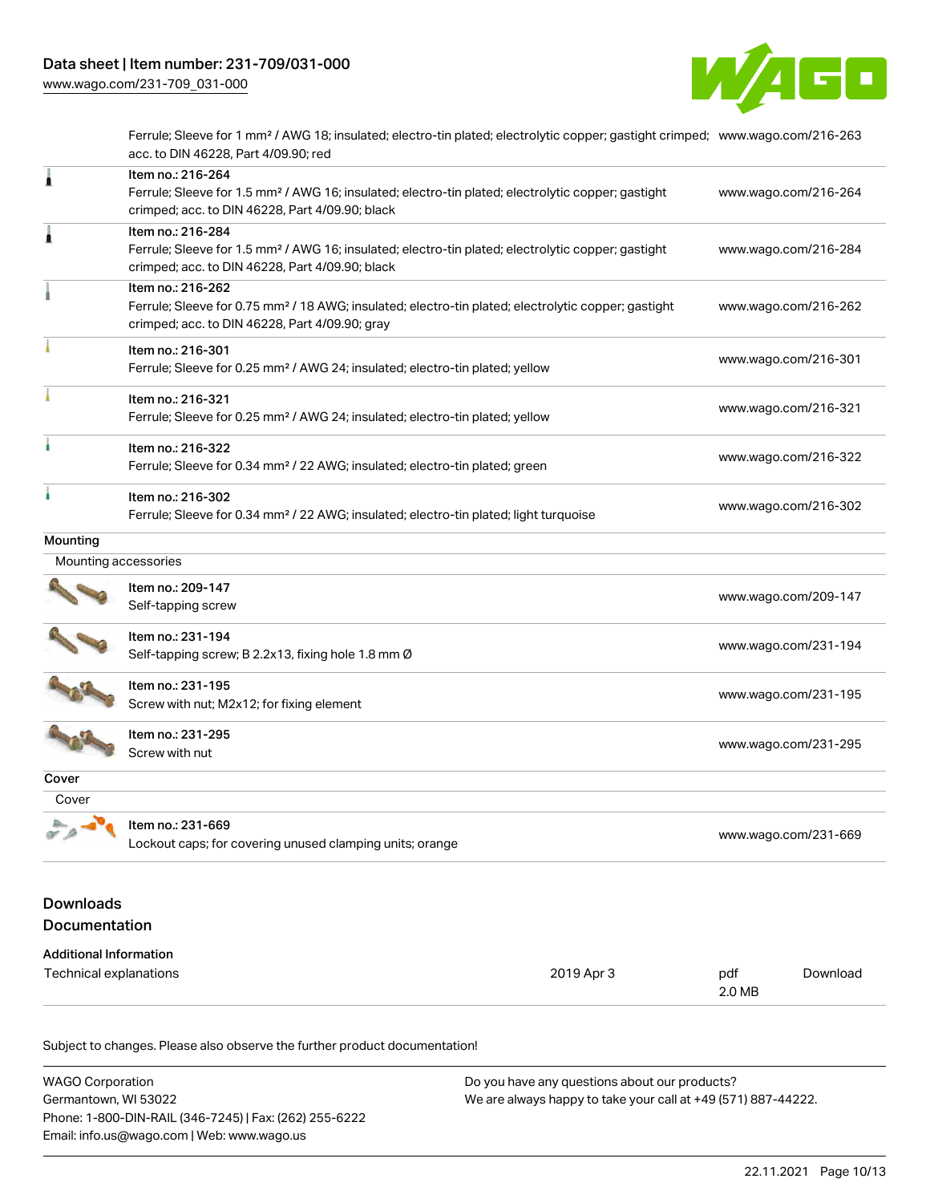| | | |
|---|---|---|
| | Ferrule; Sleeve for 1 mm² / AWG 18; insulated; electro-tin plated; electrolytic copper; gastight crimped; acc. to DIN 46228, Part 4/09.90; red | www.wago.com/216-263 |
| | Item no.: 216-264<br>Ferrule; Sleeve for 1.5 mm² / AWG 16; insulated; electro-tin plated; electrolytic copper; gastight crimped; acc. to DIN 46228, Part 4/09.90; black | www.wago.com/216-264 |
| | Item no.: 216-284<br>Ferrule; Sleeve for 1.5 mm² / AWG 16; insulated; electro-tin plated; electrolytic copper; gastight crimped; acc. to DIN 46228, Part 4/09.90; black | www.wago.com/216-284 |
| | Item no.: 216-262<br>Ferrule; Sleeve for 0.75 mm² / 18 AWG; insulated; electro-tin plated; electrolytic copper; gastight crimped; acc. to DIN 46228, Part 4/09.90; gray | www.wago.com/216-262 |
| | Item no.: 216-301<br>Ferrule; Sleeve for 0.25 mm² / AWG 24; insulated; electro-tin plated; yellow | www.wago.com/216-301 |
| | Item no.: 216-321<br>Ferrule; Sleeve for 0.25 mm² / AWG 24; insulated; electro-tin plated; yellow | www.wago.com/216-321 |
| | Item no.: 216-322<br>Ferrule; Sleeve for 0.34 mm² / 22 AWG; insulated; electro-tin plated; green | www.wago.com/216-322 |
| | Item no.: 216-302<br>Ferrule; Sleeve for 0.34 mm² / 22 AWG; insulated; electro-tin plated; light turquoise | www.wago.com/216-302 |

**Mounting**

Mounting accessories

| | | |
|---|---|---|
| | Item no.: 209-147<br>Self-tapping screw | www.wago.com/209-147 |
| | Item no.: 231-194<br>Self-tapping screw; B 2.2x13, fixing hole 1.8 mm Ø | www.wago.com/231-194 |
| | Item no.: 231-195<br>Screw with nut; M2x12; for fixing element | www.wago.com/231-195 |
| | Item no.: 231-295<br>Screw with nut | www.wago.com/231-295 |

**Cover**

Cover

| | | |
|---|---|---|
| | Item no.: 231-669<br>Lockout caps; for covering unused clamping units; orange | www.wago.com/231-669 |

## Downloads

## Documentation

**Additional Information**

| | | | |
|---|---|---|---|
| Technical explanations | 2019 Apr 3 | pdf<br>2.0 MB | Download |

Subject to changes. Please also observe the further product documentation!

WAGO Corporation
Germantown, WI 53022
Phone: 1-800-DIN-RAIL (346-7245) | Fax: (262) 255-6222
Email: info.us@wago.com | Web: www.wago.us

Do you have any questions about our products?
We are always happy to take your call at +49 (571) 887-44222.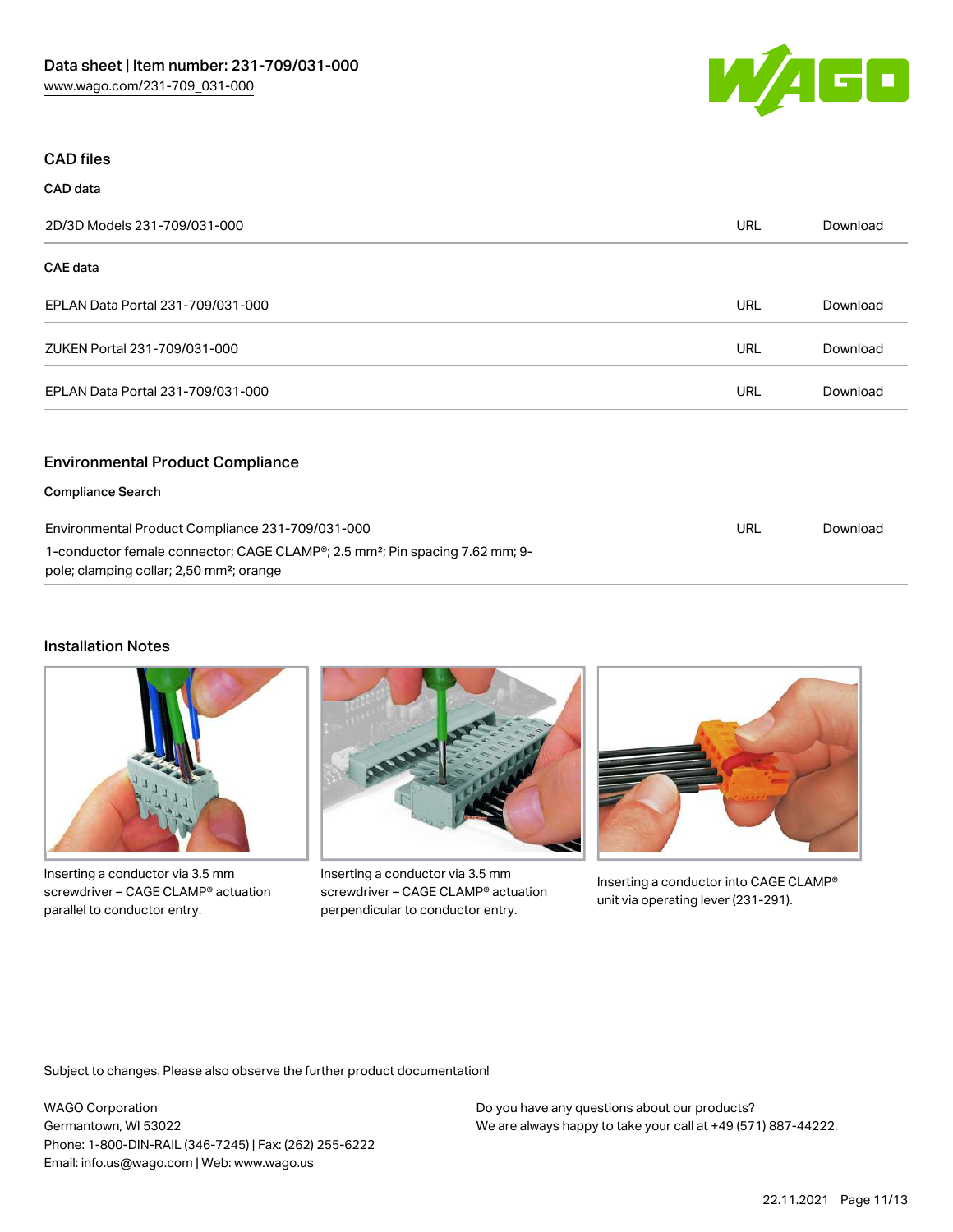## CAD files

### CAD data

| | | |
|---|---|---|
| 2D/3D Models 231-709/031-000 | URL | Download |

### CAE data

| | | |
|---|---|---|
| EPLAN Data Portal 231-709/031-000 | URL | Download |
| ZUKEN Portal 231-709/031-000 | URL | Download |
| EPLAN Data Portal 231-709/031-000 | URL | Download |

## Environmental Product Compliance

### Compliance Search

| | | |
|---|---|---|
| Environmental Product Compliance 231-709/031-000<br>1-conductor female connector; CAGE CLAMP®; 2.5 mm²; Pin spacing 7.62 mm; 9-pole; clamping collar; 2,50 mm²; orange | URL | Download |

## Installation Notes

Inserting a conductor via 3.5 mm screwdriver – CAGE CLAMP® actuation parallel to conductor entry.

Inserting a conductor via 3.5 mm screwdriver – CAGE CLAMP® actuation perpendicular to conductor entry.

Inserting a conductor into CAGE CLAMP® unit via operating lever (231-291).

Subject to changes. Please also observe the further product documentation!

WAGO Corporation
Germantown, WI 53022
Phone: 1-800-DIN-RAIL (346-7245) | Fax: (262) 255-6222
Email: info.us@wago.com | Web: www.wago.us

Do you have any questions about our products?
We are always happy to take your call at +49 (571) 887-44222.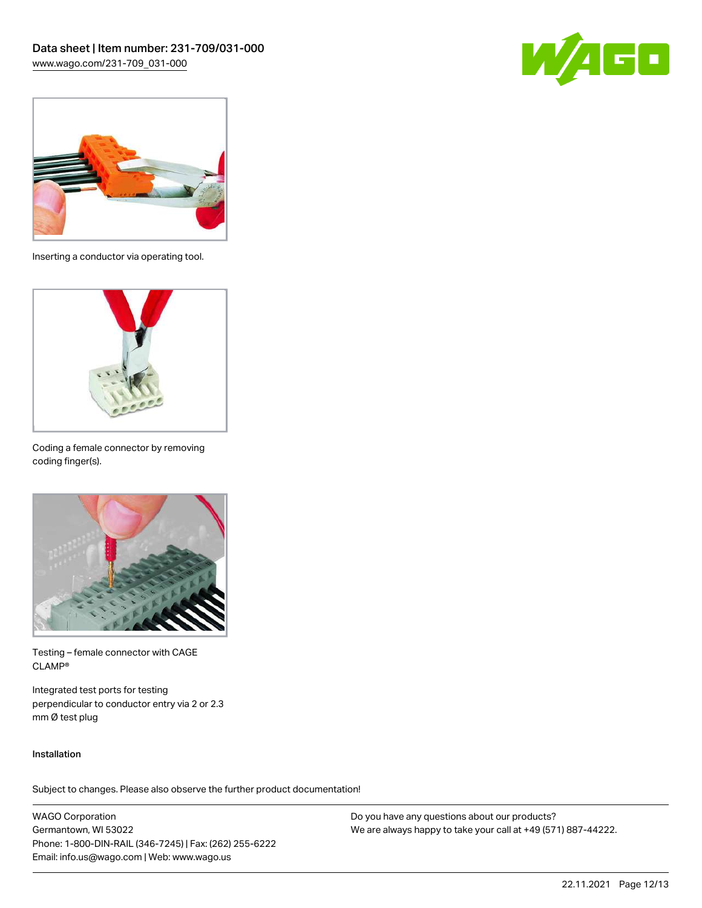Inserting a conductor via operating tool.

Coding a female connector by removing coding finger(s).

Testing – female connector with CAGE CLAMP®

Integrated test ports for testing perpendicular to conductor entry via 2 or 2.3 mm Ø test plug

Installation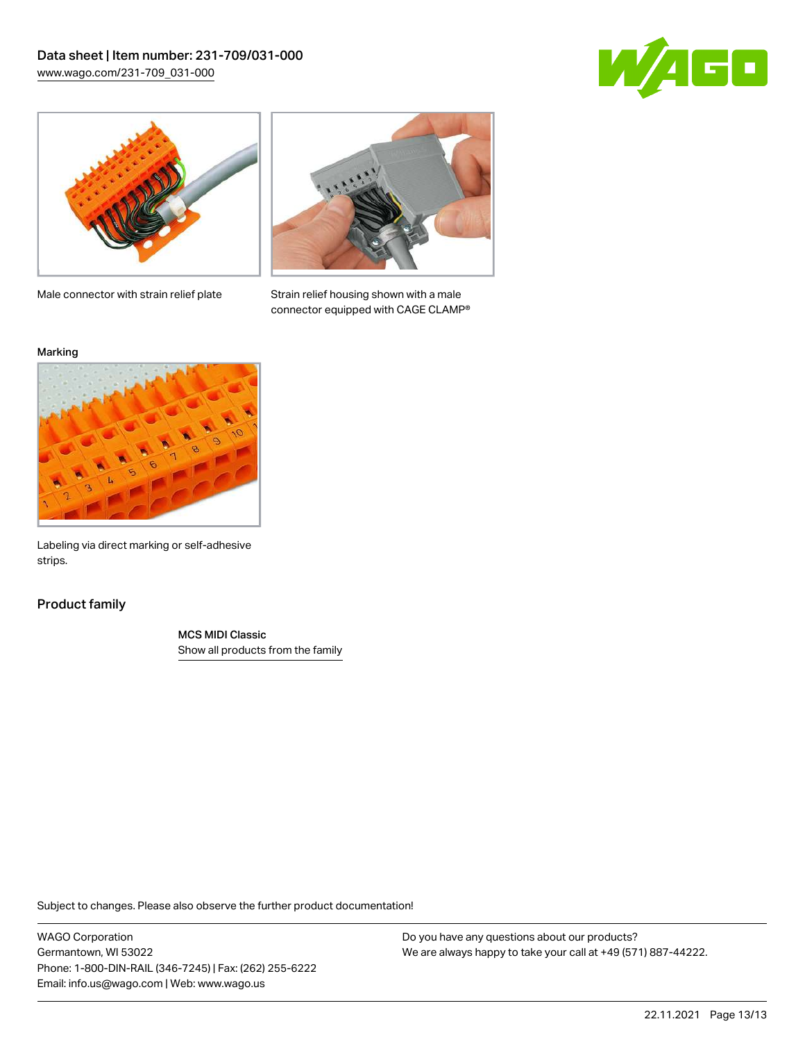Male connector with strain relief plate

Strain relief housing shown with a male connector equipped with CAGE CLAMP®

Marking

Labeling via direct marking or self-adhesive strips.

## Product family

MCS MIDI Classic
Show all products from the family

Subject to changes. Please also observe the further product documentation!

WAGO Corporation
Germantown, WI 53022
Phone: 1-800-DIN-RAIL (346-7245) | Fax: (262) 255-6222
Email: info.us@wago.com | Web: www.wago.us

Do you have any questions about our products?
We are always happy to take your call at +49 (571) 887-44222.